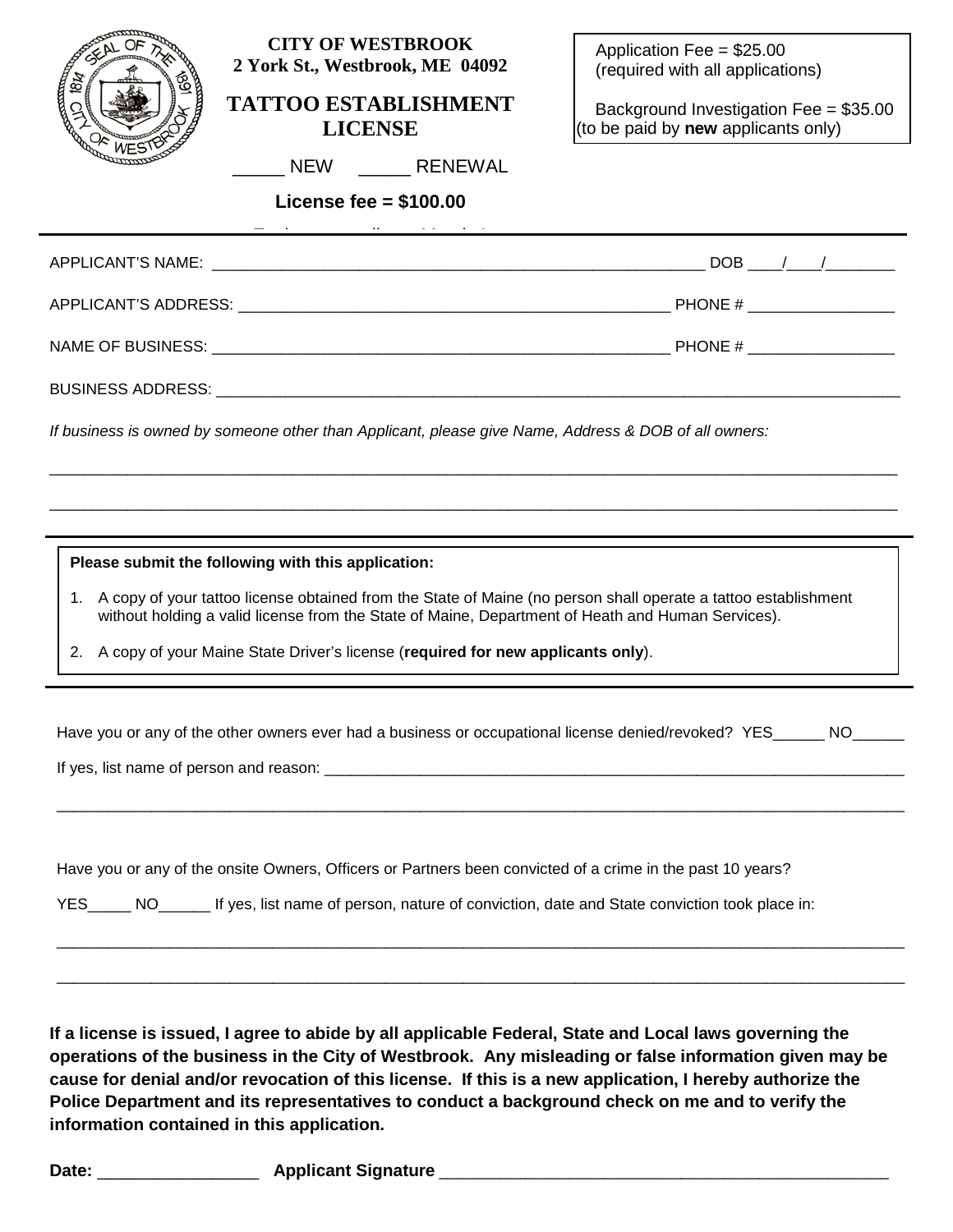**CITY OF WESTBROOK**
**2 York St., Westbrook, ME 04092**

# TATTOO ESTABLISHMENT LICENSE

_____ NEW _____ RENEWAL

**License fee = $100.00**

Application Fee = $25.00
(required with all applications)

Background Investigation Fee = $35.00
(to be paid by **new** applicants only)

APPLICANT'S NAME: ____________________________________________________________ DOB ____/____/________

APPLICANT'S ADDRESS: ____________________________________________________ PHONE # _________________

NAME OF BUSINESS: ______________________________________________________ PHONE # _________________

BUSINESS ADDRESS: _____________________________________________________________________________________

*If business is owned by someone other than Applicant, please give Name, Address & DOB of all owners:*

_____________________________________________________________________________________________________

_____________________________________________________________________________________________________

**Please submit the following with this application:**

1. A copy of your tattoo license obtained from the State of Maine (no person shall operate a tattoo establishment without holding a valid license from the State of Maine, Department of Heath and Human Services).
2. A copy of your Maine State Driver's license (**required for new applicants only**).

Have you or any of the other owners ever had a business or occupational license denied/revoked? YES______ NO______

If yes, list name of person and reason: ________________________________________________________________________

_____________________________________________________________________________________________________

Have you or any of the onsite Owners, Officers or Partners been convicted of a crime in the past 10 years?

YES_____ NO______ If yes, list name of person, nature of conviction, date and State conviction took place in:

_____________________________________________________________________________________________________

_____________________________________________________________________________________________________

**If a license is issued, I agree to abide by all applicable Federal, State and Local laws governing the operations of the business in the City of Westbrook. Any misleading or false information given may be cause for denial and/or revocation of this license. If this is a new application, I hereby authorize the Police Department and its representatives to conduct a background check on me and to verify the information contained in this application.**

**Date:** _________________ **Applicant Signature** ___________________________________________________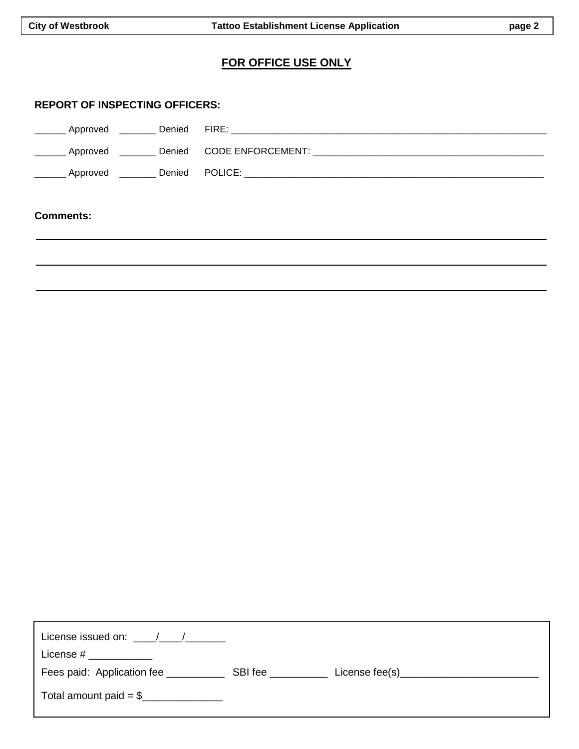## FOR OFFICE USE ONLY

**REPORT OF INSPECTING OFFICERS:**

______ Approved _______ Denied FIRE: _______________________________________________________________

______ Approved _______ Denied CODE ENFORCEMENT: ___________________________________________

______ Approved _______ Denied POLICE: ____________________________________________________________

**Comments:**

_______________________________________________________________________________

_______________________________________________________________________________

_______________________________________________________________________________

License issued on: ____/____/_______

License # ___________

Fees paid: Application fee __________ SBI fee __________ License fee(s)________________________

Total amount paid = $______________